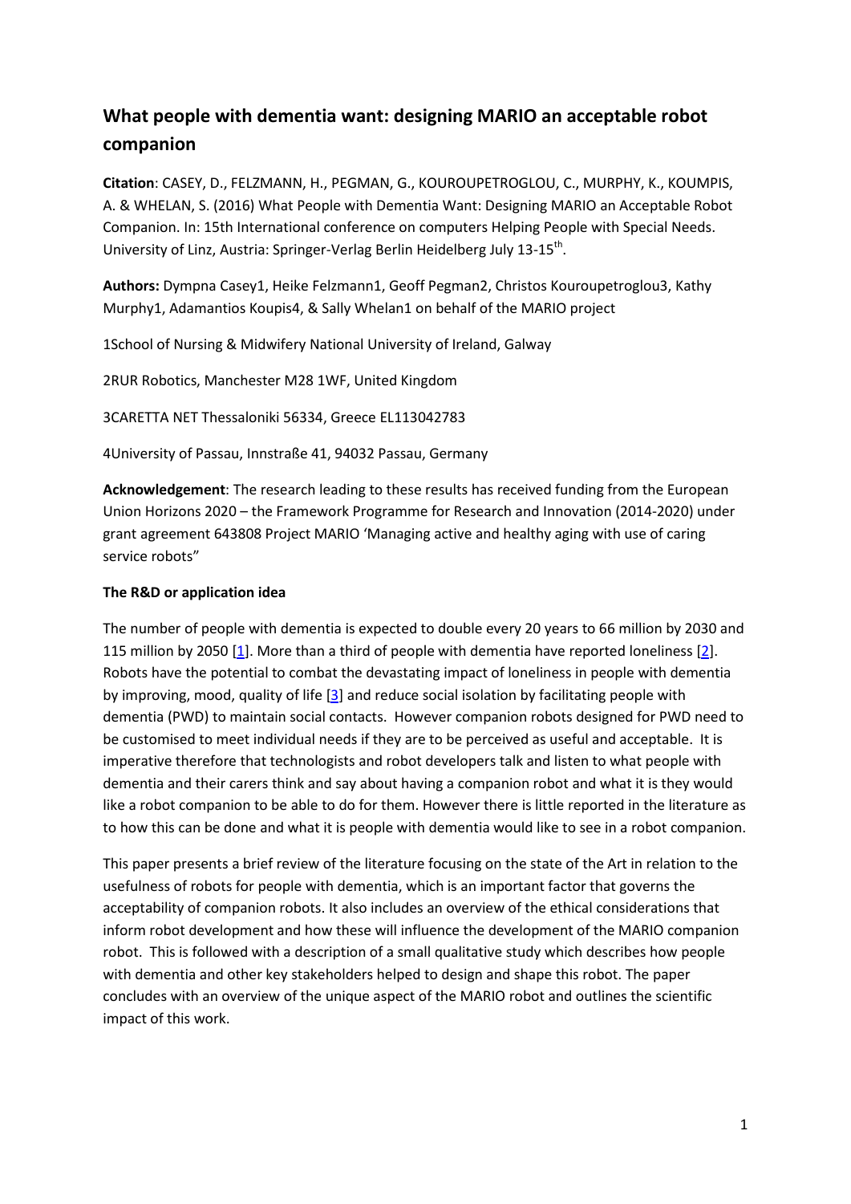# What people with dementia want: designing MARIO an acceptable robot companion

**Citation**: CASEY, D., FELZMANN, H., PEGMAN, G., KOUROUPETROGLOU, C., MURPHY, K., KOUMPIS, A. & WHELAN, S. (2016) What People with Dementia Want: Designing MARIO an Acceptable Robot Companion. In: 15th International conference on computers Helping People with Special Needs. University of Linz, Austria: Springer-Verlag Berlin Heidelberg July 13-15th.

**Authors:** Dympna Casey1, Heike Felzmann1, Geoff Pegman2, Christos Kouroupetroglou3, Kathy Murphy1, Adamantios Koupis4, & Sally Whelan1 on behalf of the MARIO project

1School of Nursing & Midwifery National University of Ireland, Galway

2RUR Robotics, Manchester M28 1WF, United Kingdom

3CARETTA NET Thessaloniki 56334, Greece EL113042783

4University of Passau, Innstraße 41, 94032 Passau, Germany

**Acknowledgement**: The research leading to these results has received funding from the European Union Horizons 2020 – the Framework Programme for Research and Innovation (2014-2020) under grant agreement 643808 Project MARIO 'Managing active and healthy aging with use of caring service robots"

### The R&D or application idea

The number of people with dementia is expected to double every 20 years to 66 million by 2030 and 115 million by 2050 [1]. More than a third of people with dementia have reported loneliness [2]. Robots have the potential to combat the devastating impact of loneliness in people with dementia by improving, mood, quality of life [3] and reduce social isolation by facilitating people with dementia (PWD) to maintain social contacts. However companion robots designed for PWD need to be customised to meet individual needs if they are to be perceived as useful and acceptable. It is imperative therefore that technologists and robot developers talk and listen to what people with dementia and their carers think and say about having a companion robot and what it is they would like a robot companion to be able to do for them. However there is little reported in the literature as to how this can be done and what it is people with dementia would like to see in a robot companion.

This paper presents a brief review of the literature focusing on the state of the Art in relation to the usefulness of robots for people with dementia, which is an important factor that governs the acceptability of companion robots. It also includes an overview of the ethical considerations that inform robot development and how these will influence the development of the MARIO companion robot. This is followed with a description of a small qualitative study which describes how people with dementia and other key stakeholders helped to design and shape this robot. The paper concludes with an overview of the unique aspect of the MARIO robot and outlines the scientific impact of this work.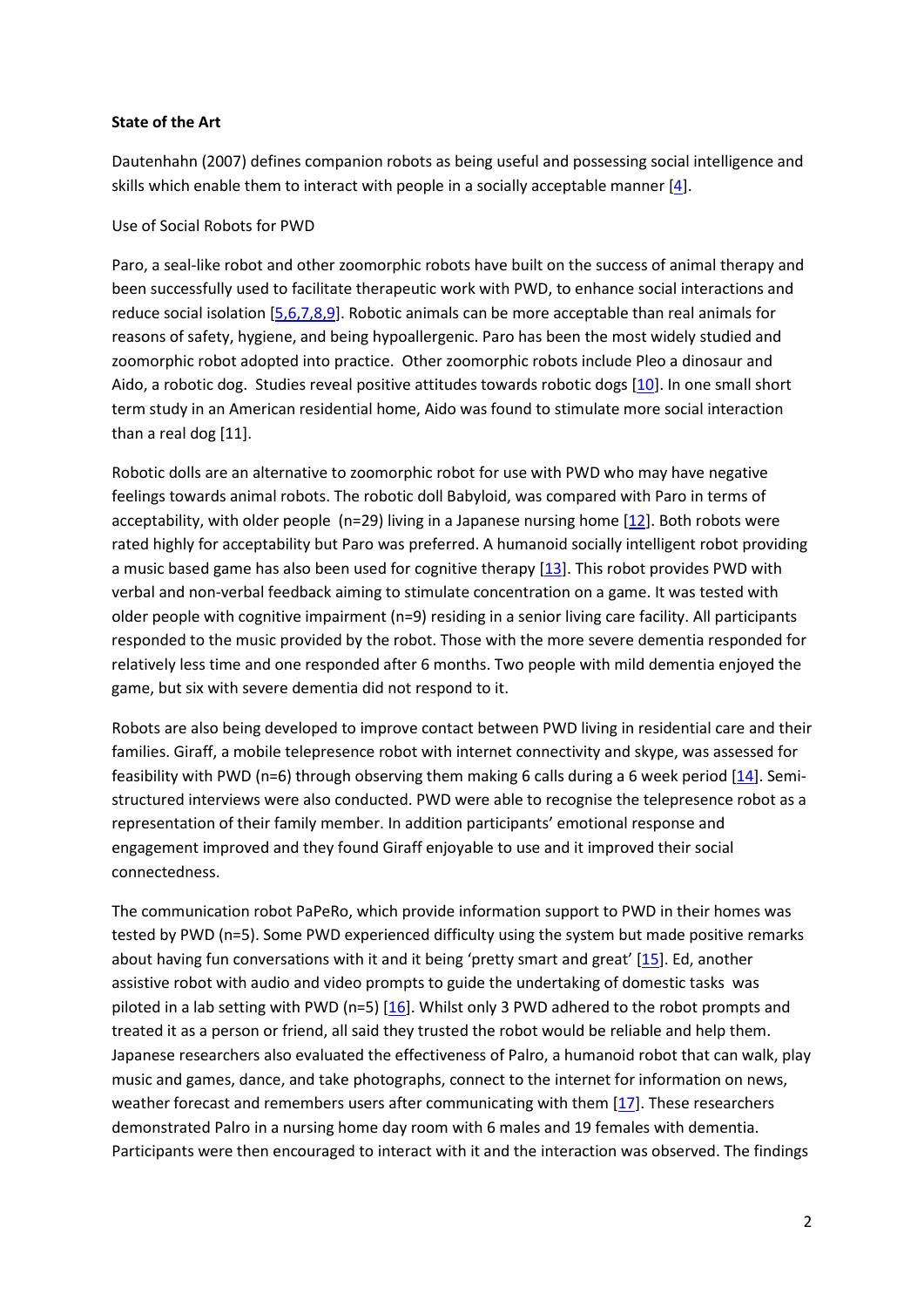**State of the Art**

Dautenhahn (2007) defines companion robots as being useful and possessing social intelligence and skills which enable them to interact with people in a socially acceptable manner [4].

Use of Social Robots for PWD

Paro, a seal-like robot and other zoomorphic robots have built on the success of animal therapy and been successfully used to facilitate therapeutic work with PWD, to enhance social interactions and reduce social isolation [5,6,7,8,9]. Robotic animals can be more acceptable than real animals for reasons of safety, hygiene, and being hypoallergenic. Paro has been the most widely studied and zoomorphic robot adopted into practice. Other zoomorphic robots include Pleo a dinosaur and Aido, a robotic dog. Studies reveal positive attitudes towards robotic dogs [10]. In one small short term study in an American residential home, Aido was found to stimulate more social interaction than a real dog [11].

Robotic dolls are an alternative to zoomorphic robot for use with PWD who may have negative feelings towards animal robots. The robotic doll Babyloid, was compared with Paro in terms of acceptability, with older people (n=29) living in a Japanese nursing home [12]. Both robots were rated highly for acceptability but Paro was preferred. A humanoid socially intelligent robot providing a music based game has also been used for cognitive therapy [13]. This robot provides PWD with verbal and non-verbal feedback aiming to stimulate concentration on a game. It was tested with older people with cognitive impairment (n=9) residing in a senior living care facility. All participants responded to the music provided by the robot. Those with the more severe dementia responded for relatively less time and one responded after 6 months. Two people with mild dementia enjoyed the game, but six with severe dementia did not respond to it.

Robots are also being developed to improve contact between PWD living in residential care and their families. Giraff, a mobile telepresence robot with internet connectivity and skype, was assessed for feasibility with PWD (n=6) through observing them making 6 calls during a 6 week period [14]. Semi-structured interviews were also conducted. PWD were able to recognise the telepresence robot as a representation of their family member. In addition participants' emotional response and engagement improved and they found Giraff enjoyable to use and it improved their social connectedness.

The communication robot PaPeRo, which provide information support to PWD in their homes was tested by PWD (n=5). Some PWD experienced difficulty using the system but made positive remarks about having fun conversations with it and it being 'pretty smart and great' [15]. Ed, another assistive robot with audio and video prompts to guide the undertaking of domestic tasks was piloted in a lab setting with PWD (n=5) [16]. Whilst only 3 PWD adhered to the robot prompts and treated it as a person or friend, all said they trusted the robot would be reliable and help them. Japanese researchers also evaluated the effectiveness of Palro, a humanoid robot that can walk, play music and games, dance, and take photographs, connect to the internet for information on news, weather forecast and remembers users after communicating with them [17]. These researchers demonstrated Palro in a nursing home day room with 6 males and 19 females with dementia. Participants were then encouraged to interact with it and the interaction was observed. The findings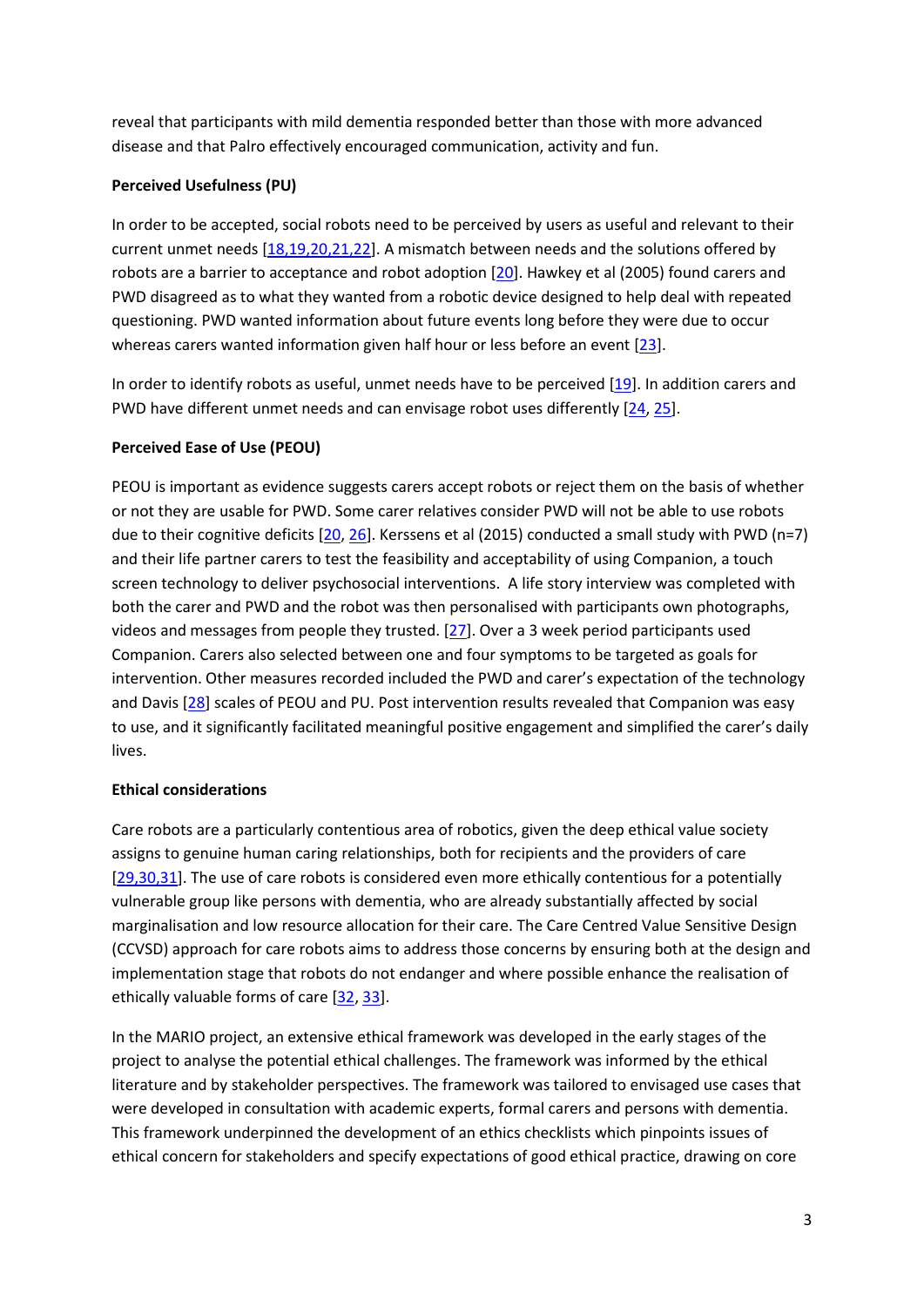reveal that participants with mild dementia responded better than those with more advanced disease and that Palro effectively encouraged communication, activity and fun.

**Perceived Usefulness (PU)**

In order to be accepted, social robots need to be perceived by users as useful and relevant to their current unmet needs [18,19,20,21,22]. A mismatch between needs and the solutions offered by robots are a barrier to acceptance and robot adoption [20]. Hawkey et al (2005) found carers and PWD disagreed as to what they wanted from a robotic device designed to help deal with repeated questioning. PWD wanted information about future events long before they were due to occur whereas carers wanted information given half hour or less before an event [23].

In order to identify robots as useful, unmet needs have to be perceived [19]. In addition carers and PWD have different unmet needs and can envisage robot uses differently [24, 25].

**Perceived Ease of Use (PEOU)**

PEOU is important as evidence suggests carers accept robots or reject them on the basis of whether or not they are usable for PWD. Some carer relatives consider PWD will not be able to use robots due to their cognitive deficits [20, 26]. Kerssens et al (2015) conducted a small study with PWD (n=7) and their life partner carers to test the feasibility and acceptability of using Companion, a touch screen technology to deliver psychosocial interventions. A life story interview was completed with both the carer and PWD and the robot was then personalised with participants own photographs, videos and messages from people they trusted. [27]. Over a 3 week period participants used Companion. Carers also selected between one and four symptoms to be targeted as goals for intervention. Other measures recorded included the PWD and carer's expectation of the technology and Davis [28] scales of PEOU and PU. Post intervention results revealed that Companion was easy to use, and it significantly facilitated meaningful positive engagement and simplified the carer's daily lives.

**Ethical considerations**

Care robots are a particularly contentious area of robotics, given the deep ethical value society assigns to genuine human caring relationships, both for recipients and the providers of care [29,30,31]. The use of care robots is considered even more ethically contentious for a potentially vulnerable group like persons with dementia, who are already substantially affected by social marginalisation and low resource allocation for their care. The Care Centred Value Sensitive Design (CCVSD) approach for care robots aims to address those concerns by ensuring both at the design and implementation stage that robots do not endanger and where possible enhance the realisation of ethically valuable forms of care [32, 33].

In the MARIO project, an extensive ethical framework was developed in the early stages of the project to analyse the potential ethical challenges. The framework was informed by the ethical literature and by stakeholder perspectives. The framework was tailored to envisaged use cases that were developed in consultation with academic experts, formal carers and persons with dementia. This framework underpinned the development of an ethics checklists which pinpoints issues of ethical concern for stakeholders and specify expectations of good ethical practice, drawing on core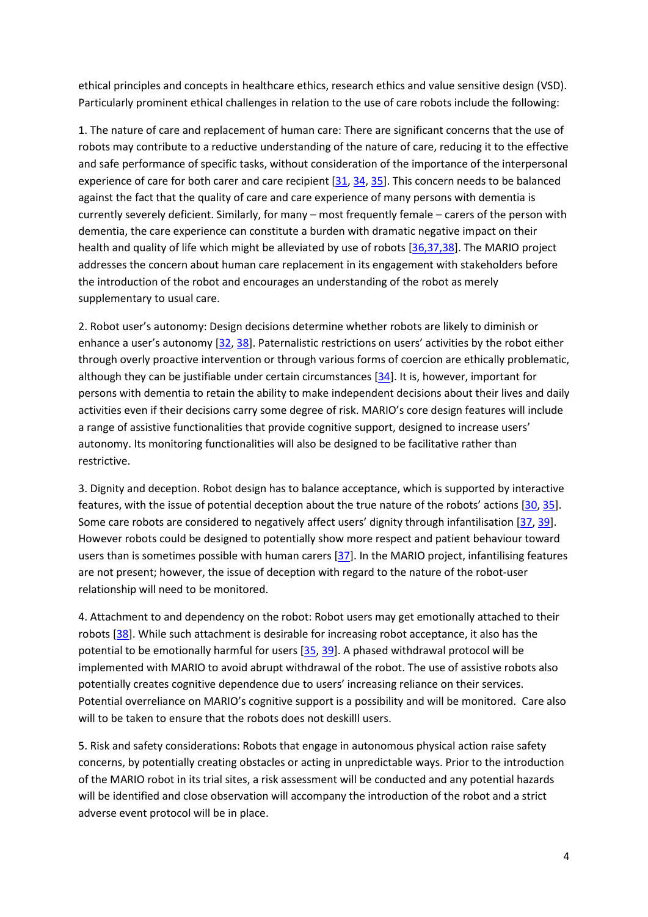ethical principles and concepts in healthcare ethics, research ethics and value sensitive design (VSD). Particularly prominent ethical challenges in relation to the use of care robots include the following:

1. The nature of care and replacement of human care: There are significant concerns that the use of robots may contribute to a reductive understanding of the nature of care, reducing it to the effective and safe performance of specific tasks, without consideration of the importance of the interpersonal experience of care for both carer and care recipient [31, 34, 35]. This concern needs to be balanced against the fact that the quality of care and care experience of many persons with dementia is currently severely deficient. Similarly, for many – most frequently female – carers of the person with dementia, the care experience can constitute a burden with dramatic negative impact on their health and quality of life which might be alleviated by use of robots [36,37,38]. The MARIO project addresses the concern about human care replacement in its engagement with stakeholders before the introduction of the robot and encourages an understanding of the robot as merely supplementary to usual care.

2. Robot user's autonomy: Design decisions determine whether robots are likely to diminish or enhance a user's autonomy [32, 38]. Paternalistic restrictions on users' activities by the robot either through overly proactive intervention or through various forms of coercion are ethically problematic, although they can be justifiable under certain circumstances [34]. It is, however, important for persons with dementia to retain the ability to make independent decisions about their lives and daily activities even if their decisions carry some degree of risk. MARIO's core design features will include a range of assistive functionalities that provide cognitive support, designed to increase users' autonomy. Its monitoring functionalities will also be designed to be facilitative rather than restrictive.

3. Dignity and deception. Robot design has to balance acceptance, which is supported by interactive features, with the issue of potential deception about the true nature of the robots' actions [30, 35]. Some care robots are considered to negatively affect users' dignity through infantilisation [37, 39]. However robots could be designed to potentially show more respect and patient behaviour toward users than is sometimes possible with human carers [37]. In the MARIO project, infantilising features are not present; however, the issue of deception with regard to the nature of the robot-user relationship will need to be monitored.

4. Attachment to and dependency on the robot: Robot users may get emotionally attached to their robots [38]. While such attachment is desirable for increasing robot acceptance, it also has the potential to be emotionally harmful for users [35, 39]. A phased withdrawal protocol will be implemented with MARIO to avoid abrupt withdrawal of the robot. The use of assistive robots also potentially creates cognitive dependence due to users' increasing reliance on their services. Potential overreliance on MARIO's cognitive support is a possibility and will be monitored. Care also will to be taken to ensure that the robots does not deskilll users.

5. Risk and safety considerations: Robots that engage in autonomous physical action raise safety concerns, by potentially creating obstacles or acting in unpredictable ways. Prior to the introduction of the MARIO robot in its trial sites, a risk assessment will be conducted and any potential hazards will be identified and close observation will accompany the introduction of the robot and a strict adverse event protocol will be in place.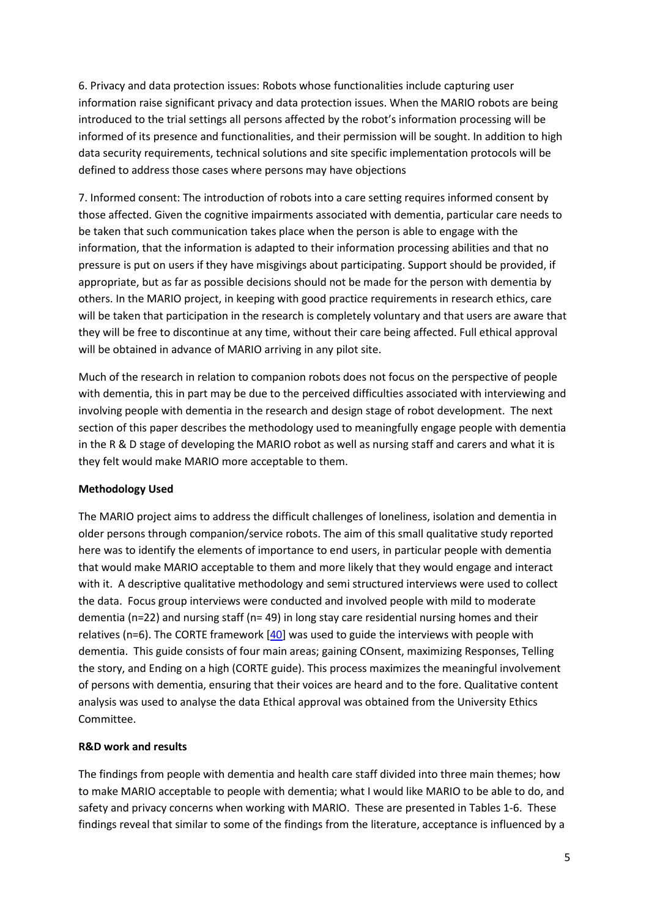6. Privacy and data protection issues: Robots whose functionalities include capturing user information raise significant privacy and data protection issues. When the MARIO robots are being introduced to the trial settings all persons affected by the robot's information processing will be informed of its presence and functionalities, and their permission will be sought. In addition to high data security requirements, technical solutions and site specific implementation protocols will be defined to address those cases where persons may have objections

7. Informed consent: The introduction of robots into a care setting requires informed consent by those affected. Given the cognitive impairments associated with dementia, particular care needs to be taken that such communication takes place when the person is able to engage with the information, that the information is adapted to their information processing abilities and that no pressure is put on users if they have misgivings about participating. Support should be provided, if appropriate, but as far as possible decisions should not be made for the person with dementia by others. In the MARIO project, in keeping with good practice requirements in research ethics, care will be taken that participation in the research is completely voluntary and that users are aware that they will be free to discontinue at any time, without their care being affected. Full ethical approval will be obtained in advance of MARIO arriving in any pilot site.

Much of the research in relation to companion robots does not focus on the perspective of people with dementia, this in part may be due to the perceived difficulties associated with interviewing and involving people with dementia in the research and design stage of robot development. The next section of this paper describes the methodology used to meaningfully engage people with dementia in the R & D stage of developing the MARIO robot as well as nursing staff and carers and what it is they felt would make MARIO more acceptable to them.

**Methodology Used**

The MARIO project aims to address the difficult challenges of loneliness, isolation and dementia in older persons through companion/service robots. The aim of this small qualitative study reported here was to identify the elements of importance to end users, in particular people with dementia that would make MARIO acceptable to them and more likely that they would engage and interact with it. A descriptive qualitative methodology and semi structured interviews were used to collect the data. Focus group interviews were conducted and involved people with mild to moderate dementia (n=22) and nursing staff (n= 49) in long stay care residential nursing homes and their relatives (n=6). The CORTE framework [40] was used to guide the interviews with people with dementia. This guide consists of four main areas; gaining COnsent, maximizing Responses, Telling the story, and Ending on a high (CORTE guide). This process maximizes the meaningful involvement of persons with dementia, ensuring that their voices are heard and to the fore. Qualitative content analysis was used to analyse the data Ethical approval was obtained from the University Ethics Committee.

**R&D work and results**

The findings from people with dementia and health care staff divided into three main themes; how to make MARIO acceptable to people with dementia; what I would like MARIO to be able to do, and safety and privacy concerns when working with MARIO. These are presented in Tables 1-6. These findings reveal that similar to some of the findings from the literature, acceptance is influenced by a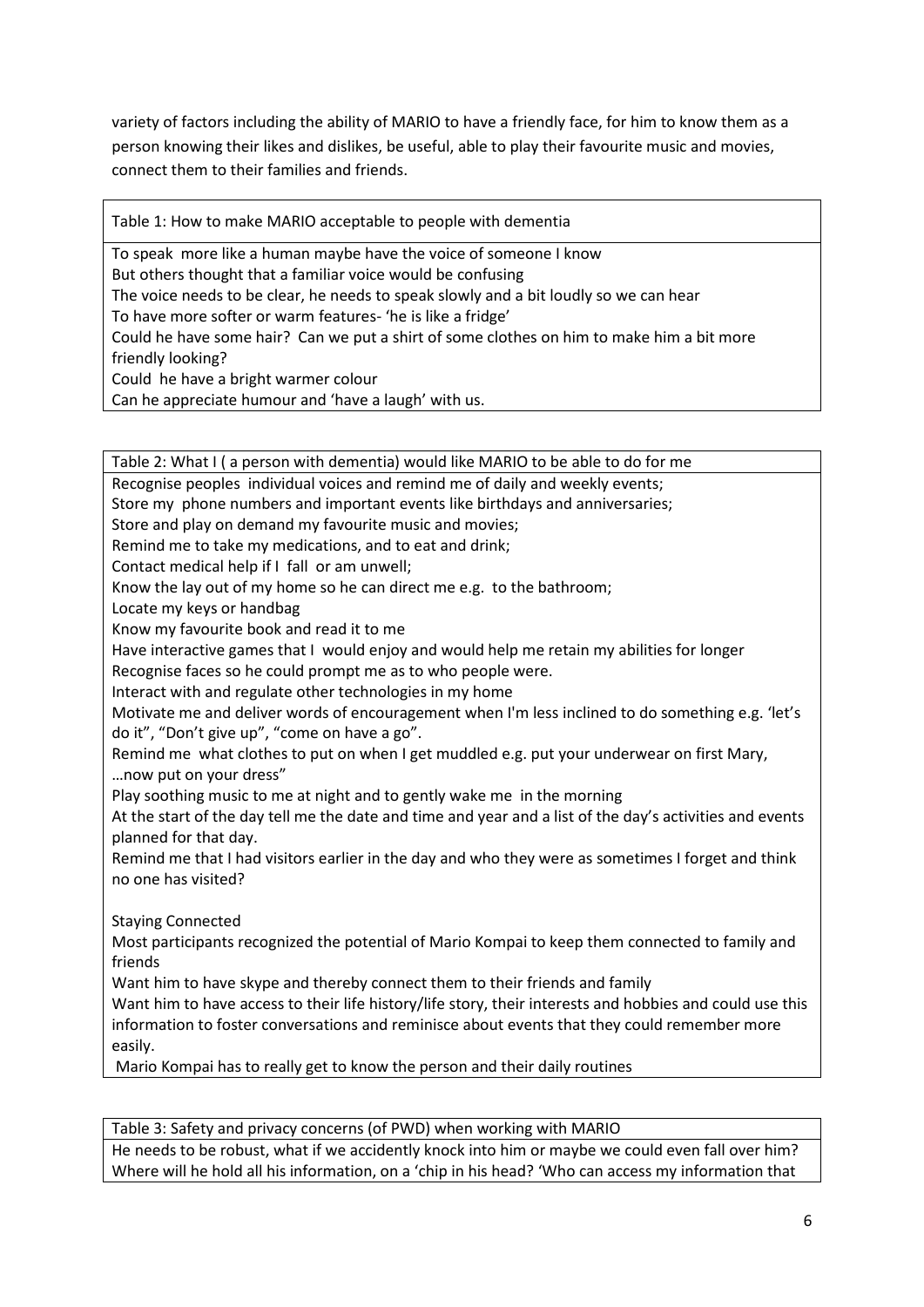variety of factors including the ability of MARIO to have a friendly face, for him to know them as a person knowing their likes and dislikes, be useful, able to play their favourite music and movies, connect them to their families and friends.

| Table 1: How to make MARIO acceptable to people with dementia |
| --- |
| To speak more like a human maybe have the voice of someone I know<br>But others thought that a familiar voice would be confusing<br>The voice needs to be clear, he needs to speak slowly and a bit loudly so we can hear<br>To have more softer or warm features- 'he is like a fridge'<br>Could he have some hair? Can we put a shirt of some clothes on him to make him a bit more friendly looking?<br>Could he have a bright warmer colour<br>Can he appreciate humour and 'have a laugh' with us. |

| Table 2: What I ( a person with dementia) would like MARIO to be able to do for me |
| --- |
| Recognise peoples individual voices and remind me of daily and weekly events;<br>Store my phone numbers and important events like birthdays and anniversaries;<br>Store and play on demand my favourite music and movies;<br>Remind me to take my medications, and to eat and drink;<br>Contact medical help if I fall or am unwell;<br>Know the lay out of my home so he can direct me e.g. to the bathroom;<br>Locate my keys or handbag<br>Know my favourite book and read it to me<br>Have interactive games that I would enjoy and would help me retain my abilities for longer<br>Recognise faces so he could prompt me as to who people were.<br>Interact with and regulate other technologies in my home<br>Motivate me and deliver words of encouragement when I'm less inclined to do something e.g. 'let's do it", "Don't give up", "come on have a go".<br>Remind me what clothes to put on when I get muddled e.g. put your underwear on first Mary, …now put on your dress"<br>Play soothing music to me at night and to gently wake me in the morning<br>At the start of the day tell me the date and time and year and a list of the day's activities and events planned for that day.<br>Remind me that I had visitors earlier in the day and who they were as sometimes I forget and think no one has visited?<br><br>Staying Connected<br>Most participants recognized the potential of Mario Kompai to keep them connected to family and friends<br>Want him to have skype and thereby connect them to their friends and family<br>Want him to have access to their life history/life story, their interests and hobbies and could use this information to foster conversations and reminisce about events that they could remember more easily.<br>Mario Kompai has to really get to know the person and their daily routines |

| Table 3: Safety and privacy concerns (of PWD) when working with MARIO |
| --- |
| He needs to be robust, what if we accidently knock into him or maybe we could even fall over him?<br>Where will he hold all his information, on a 'chip in his head? 'Who can access my information that |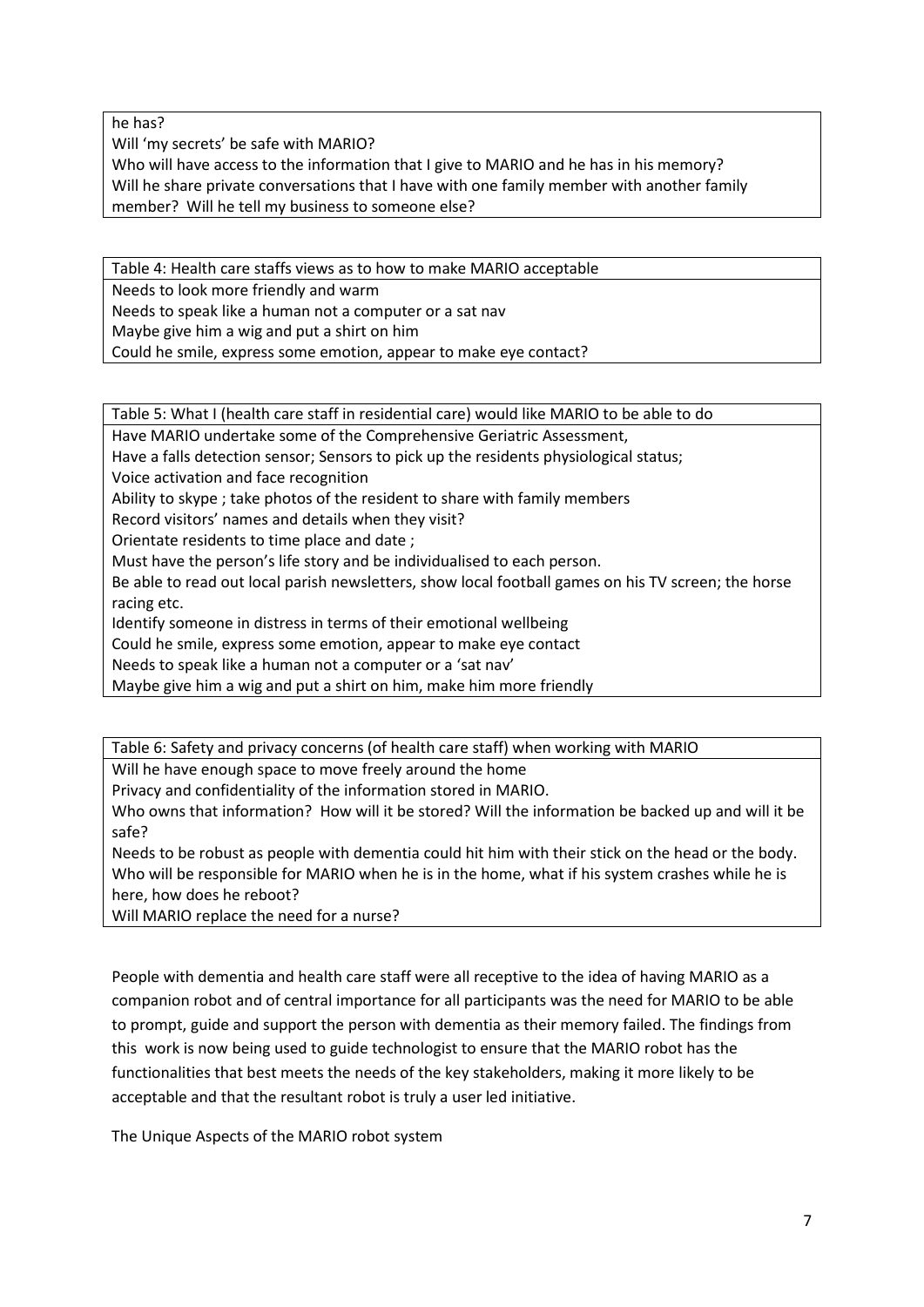| he has? Will 'my secrets' be safe with MARIO? Who will have access to the information that I give to MARIO and he has in his memory? Will he share private conversations that I have with one family member with another family member? Will he tell my business to someone else? |
| --- |

| Table 4: Health care staffs views as to how to make MARIO acceptable |
| --- |
| Needs to look more friendly and warm<br>Needs to speak like a human not a computer or a sat nav<br>Maybe give him a wig and put a shirt on him<br>Could he smile, express some emotion, appear to make eye contact? |

| Table 5: What I (health care staff in residential care) would like MARIO to be able to do |
| --- |
| Have MARIO undertake some of the Comprehensive Geriatric Assessment,<br>Have a falls detection sensor; Sensors to pick up the residents physiological status;<br>Voice activation and face recognition<br>Ability to skype ; take photos of the resident to share with family members<br>Record visitors' names and details when they visit?<br>Orientate residents to time place and date ;<br>Must have the person's life story and be individualised to each person.<br>Be able to read out local parish newsletters, show local football games on his TV screen; the horse racing etc.<br>Identify someone in distress in terms of their emotional wellbeing<br>Could he smile, express some emotion, appear to make eye contact<br>Needs to speak like a human not a computer or a 'sat nav'<br>Maybe give him a wig and put a shirt on him, make him more friendly |

| Table 6: Safety and privacy concerns (of health care staff) when working with MARIO |
| --- |
| Will he have enough space to move freely around the home<br>Privacy and confidentiality of the information stored in MARIO.<br>Who owns that information? How will it be stored? Will the information be backed up and will it be safe?<br>Needs to be robust as people with dementia could hit him with their stick on the head or the body.<br>Who will be responsible for MARIO when he is in the home, what if his system crashes while he is here, how does he reboot?<br>Will MARIO replace the need for a nurse? |

People with dementia and health care staff were all receptive to the idea of having MARIO as a companion robot and of central importance for all participants was the need for MARIO to be able to prompt, guide and support the person with dementia as their memory failed. The findings from this work is now being used to guide technologist to ensure that the MARIO robot has the functionalities that best meets the needs of the key stakeholders, making it more likely to be acceptable and that the resultant robot is truly a user led initiative.

The Unique Aspects of the MARIO robot system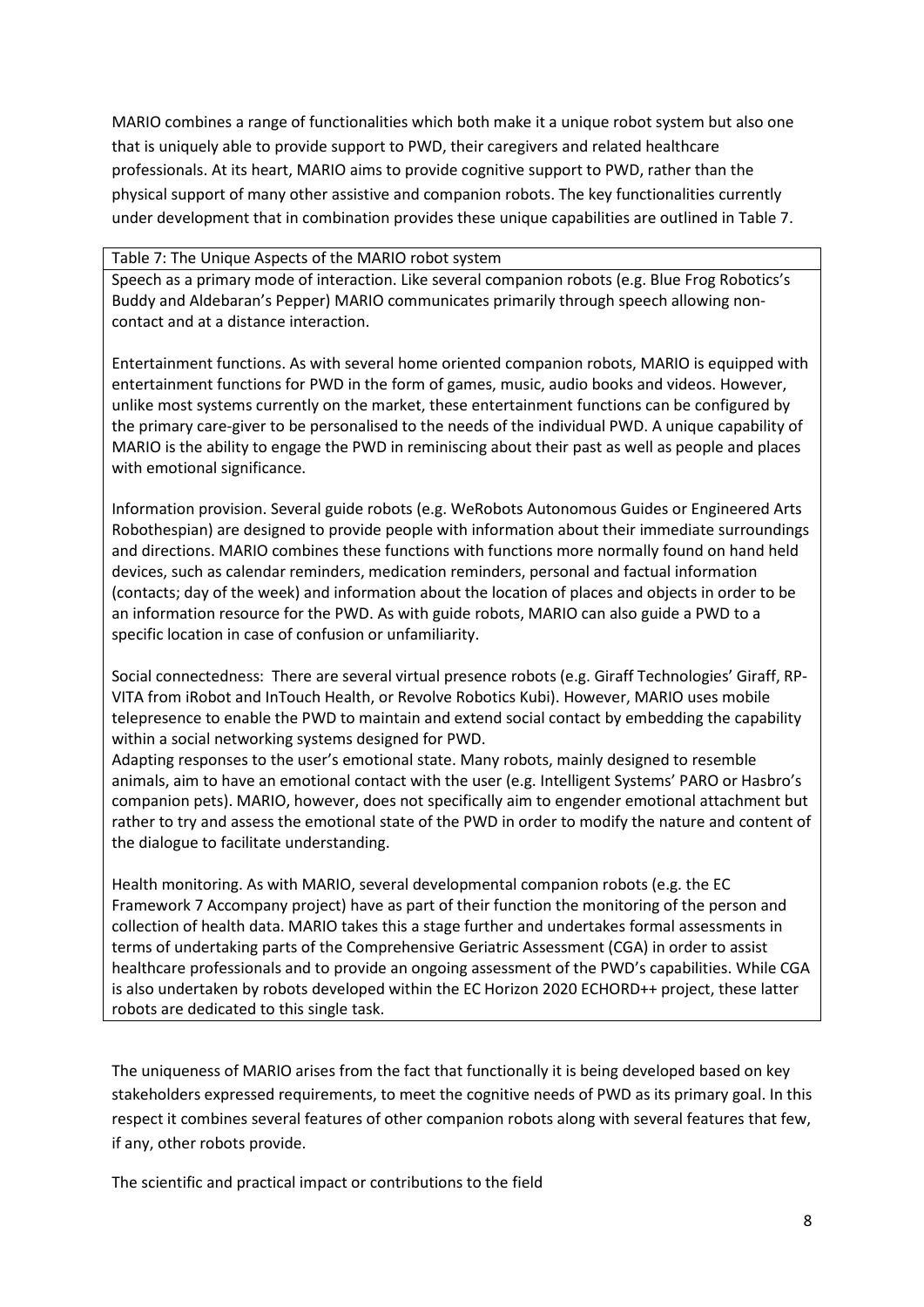MARIO combines a range of functionalities which both make it a unique robot system but also one that is uniquely able to provide support to PWD, their caregivers and related healthcare professionals. At its heart, MARIO aims to provide cognitive support to PWD, rather than the physical support of many other assistive and companion robots. The key functionalities currently under development that in combination provides these unique capabilities are outlined in Table 7.

| Table 7: The Unique Aspects of the MARIO robot system |
| --- |
| Speech as a primary mode of interaction. Like several companion robots (e.g. Blue Frog Robotics's Buddy and Aldebaran's Pepper) MARIO communicates primarily through speech allowing non-contact and at a distance interaction.<br><br>Entertainment functions. As with several home oriented companion robots, MARIO is equipped with entertainment functions for PWD in the form of games, music, audio books and videos. However, unlike most systems currently on the market, these entertainment functions can be configured by the primary care-giver to be personalised to the needs of the individual PWD. A unique capability of MARIO is the ability to engage the PWD in reminiscing about their past as well as people and places with emotional significance.<br><br>Information provision. Several guide robots (e.g. WeRobots Autonomous Guides or Engineered Arts Robothespian) are designed to provide people with information about their immediate surroundings and directions. MARIO combines these functions with functions more normally found on hand held devices, such as calendar reminders, medication reminders, personal and factual information (contacts; day of the week) and information about the location of places and objects in order to be an information resource for the PWD. As with guide robots, MARIO can also guide a PWD to a specific location in case of confusion or unfamiliarity.<br><br>Social connectedness: There are several virtual presence robots (e.g. Giraff Technologies' Giraff, RP-VITA from iRobot and InTouch Health, or Revolve Robotics Kubi). However, MARIO uses mobile telepresence to enable the PWD to maintain and extend social contact by embedding the capability within a social networking systems designed for PWD.<br>Adapting responses to the user's emotional state. Many robots, mainly designed to resemble animals, aim to have an emotional contact with the user (e.g. Intelligent Systems' PARO or Hasbro's companion pets). MARIO, however, does not specifically aim to engender emotional attachment but rather to try and assess the emotional state of the PWD in order to modify the nature and content of the dialogue to facilitate understanding.<br><br>Health monitoring. As with MARIO, several developmental companion robots (e.g. the EC Framework 7 Accompany project) have as part of their function the monitoring of the person and collection of health data. MARIO takes this a stage further and undertakes formal assessments in terms of undertaking parts of the Comprehensive Geriatric Assessment (CGA) in order to assist healthcare professionals and to provide an ongoing assessment of the PWD's capabilities. While CGA is also undertaken by robots developed within the EC Horizon 2020 ECHORD++ project, these latter robots are dedicated to this single task. |

The uniqueness of MARIO arises from the fact that functionally it is being developed based on key stakeholders expressed requirements, to meet the cognitive needs of PWD as its primary goal. In this respect it combines several features of other companion robots along with several features that few, if any, other robots provide.

The scientific and practical impact or contributions to the field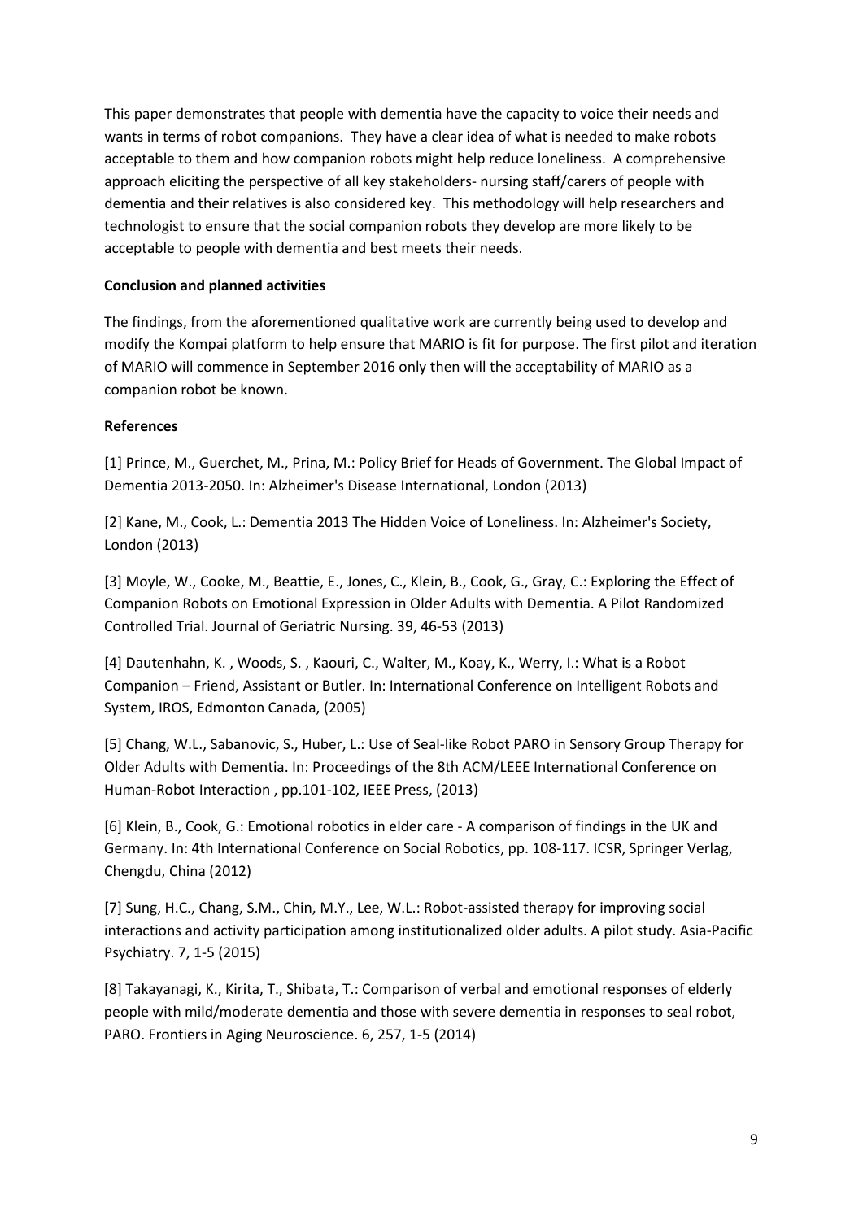This paper demonstrates that people with dementia have the capacity to voice their needs and wants in terms of robot companions. They have a clear idea of what is needed to make robots acceptable to them and how companion robots might help reduce loneliness. A comprehensive approach eliciting the perspective of all key stakeholders- nursing staff/carers of people with dementia and their relatives is also considered key. This methodology will help researchers and technologist to ensure that the social companion robots they develop are more likely to be acceptable to people with dementia and best meets their needs.

**Conclusion and planned activities**

The findings, from the aforementioned qualitative work are currently being used to develop and modify the Kompai platform to help ensure that MARIO is fit for purpose. The first pilot and iteration of MARIO will commence in September 2016 only then will the acceptability of MARIO as a companion robot be known.

**References**

[1] Prince, M., Guerchet, M., Prina, M.: Policy Brief for Heads of Government. The Global Impact of Dementia 2013-2050. In: Alzheimer's Disease International, London (2013)

[2] Kane, M., Cook, L.: Dementia 2013 The Hidden Voice of Loneliness. In: Alzheimer's Society, London (2013)

[3] Moyle, W., Cooke, M., Beattie, E., Jones, C., Klein, B., Cook, G., Gray, C.: Exploring the Effect of Companion Robots on Emotional Expression in Older Adults with Dementia. A Pilot Randomized Controlled Trial. Journal of Geriatric Nursing. 39, 46-53 (2013)

[4] Dautenhahn, K. , Woods, S. , Kaouri, C., Walter, M., Koay, K., Werry, I.: What is a Robot Companion – Friend, Assistant or Butler. In: International Conference on Intelligent Robots and System, IROS, Edmonton Canada, (2005)

[5] Chang, W.L., Sabanovic, S., Huber, L.: Use of Seal-like Robot PARO in Sensory Group Therapy for Older Adults with Dementia. In: Proceedings of the 8th ACM/LEEE International Conference on Human-Robot Interaction , pp.101-102, IEEE Press, (2013)

[6] Klein, B., Cook, G.: Emotional robotics in elder care - A comparison of findings in the UK and Germany. In: 4th International Conference on Social Robotics, pp. 108-117. ICSR, Springer Verlag, Chengdu, China (2012)

[7] Sung, H.C., Chang, S.M., Chin, M.Y., Lee, W.L.: Robot-assisted therapy for improving social interactions and activity participation among institutionalized older adults. A pilot study. Asia-Pacific Psychiatry. 7, 1-5 (2015)

[8] Takayanagi, K., Kirita, T., Shibata, T.: Comparison of verbal and emotional responses of elderly people with mild/moderate dementia and those with severe dementia in responses to seal robot, PARO. Frontiers in Aging Neuroscience. 6, 257, 1-5 (2014)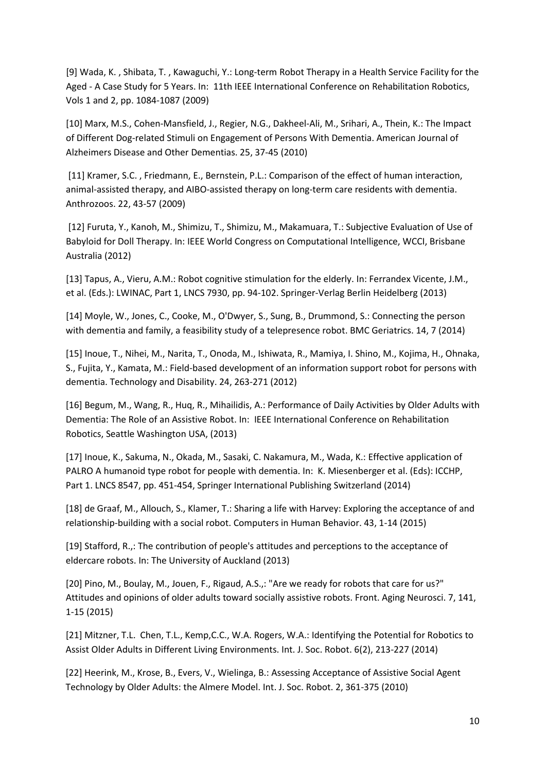[9] Wada, K. , Shibata, T. , Kawaguchi, Y.: Long-term Robot Therapy in a Health Service Facility for the Aged - A Case Study for 5 Years. In: 11th IEEE International Conference on Rehabilitation Robotics, Vols 1 and 2, pp. 1084-1087 (2009)

[10] Marx, M.S., Cohen-Mansfield, J., Regier, N.G., Dakheel-Ali, M., Srihari, A., Thein, K.: The Impact of Different Dog-related Stimuli on Engagement of Persons With Dementia. American Journal of Alzheimers Disease and Other Dementias. 25, 37-45 (2010)

[11] Kramer, S.C. , Friedmann, E., Bernstein, P.L.: Comparison of the effect of human interaction, animal-assisted therapy, and AIBO-assisted therapy on long-term care residents with dementia. Anthrozoos. 22, 43-57 (2009)

[12] Furuta, Y., Kanoh, M., Shimizu, T., Shimizu, M., Makamuara, T.: Subjective Evaluation of Use of Babyloid for Doll Therapy. In: IEEE World Congress on Computational Intelligence, WCCI, Brisbane Australia (2012)

[13] Tapus, A., Vieru, A.M.: Robot cognitive stimulation for the elderly. In: Ferrandex Vicente, J.M., et al. (Eds.): LWINAC, Part 1, LNCS 7930, pp. 94-102. Springer-Verlag Berlin Heidelberg (2013)

[14] Moyle, W., Jones, C., Cooke, M., O'Dwyer, S., Sung, B., Drummond, S.: Connecting the person with dementia and family, a feasibility study of a telepresence robot. BMC Geriatrics. 14, 7 (2014)

[15] Inoue, T., Nihei, M., Narita, T., Onoda, M., Ishiwata, R., Mamiya, I. Shino, M., Kojima, H., Ohnaka, S., Fujita, Y., Kamata, M.: Field-based development of an information support robot for persons with dementia. Technology and Disability. 24, 263-271 (2012)

[16] Begum, M., Wang, R., Huq, R., Mihailidis, A.: Performance of Daily Activities by Older Adults with Dementia: The Role of an Assistive Robot. In: IEEE International Conference on Rehabilitation Robotics, Seattle Washington USA, (2013)

[17] Inoue, K., Sakuma, N., Okada, M., Sasaki, C. Nakamura, M., Wada, K.: Effective application of PALRO A humanoid type robot for people with dementia. In: K. Miesenberger et al. (Eds): ICCHP, Part 1. LNCS 8547, pp. 451-454, Springer International Publishing Switzerland (2014)

[18] de Graaf, M., Allouch, S., Klamer, T.: Sharing a life with Harvey: Exploring the acceptance of and relationship-building with a social robot. Computers in Human Behavior. 43, 1-14 (2015)

[19] Stafford, R.,: The contribution of people's attitudes and perceptions to the acceptance of eldercare robots. In: The University of Auckland (2013)

[20] Pino, M., Boulay, M., Jouen, F., Rigaud, A.S.,: "Are we ready for robots that care for us?" Attitudes and opinions of older adults toward socially assistive robots. Front. Aging Neurosci. 7, 141, 1-15 (2015)

[21] Mitzner, T.L. Chen, T.L., Kemp,C.C., W.A. Rogers, W.A.: Identifying the Potential for Robotics to Assist Older Adults in Different Living Environments. Int. J. Soc. Robot. 6(2), 213-227 (2014)

[22] Heerink, M., Krose, B., Evers, V., Wielinga, B.: Assessing Acceptance of Assistive Social Agent Technology by Older Adults: the Almere Model. Int. J. Soc. Robot. 2, 361-375 (2010)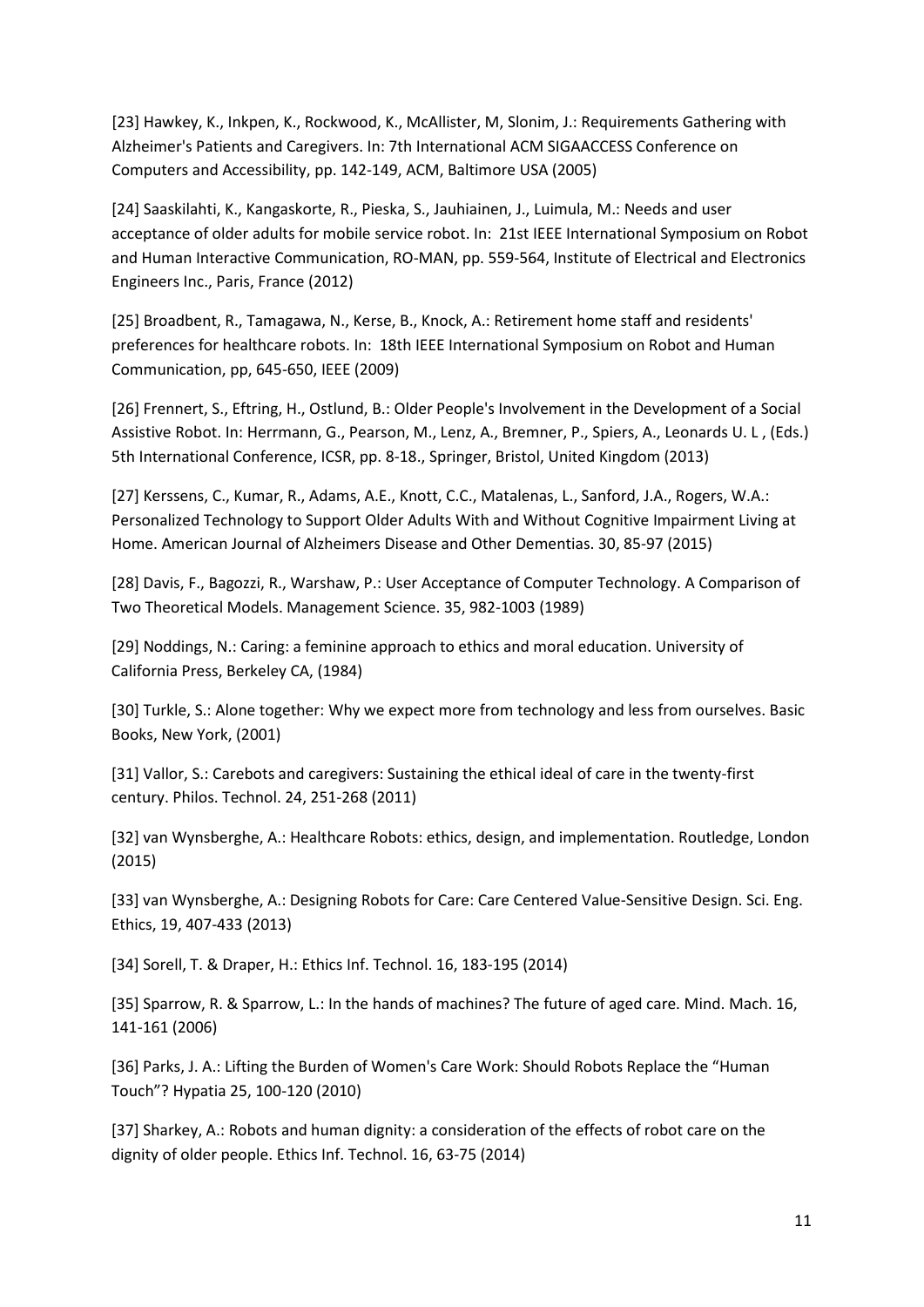[23] Hawkey, K., Inkpen, K., Rockwood, K., McAllister, M, Slonim, J.: Requirements Gathering with Alzheimer's Patients and Caregivers. In: 7th International ACM SIGAACCESS Conference on Computers and Accessibility, pp. 142-149, ACM, Baltimore USA (2005)

[24] Saaskilahti, K., Kangaskorte, R., Pieska, S., Jauhiainen, J., Luimula, M.: Needs and user acceptance of older adults for mobile service robot. In: 21st IEEE International Symposium on Robot and Human Interactive Communication, RO-MAN, pp. 559-564, Institute of Electrical and Electronics Engineers Inc., Paris, France (2012)

[25] Broadbent, R., Tamagawa, N., Kerse, B., Knock, A.: Retirement home staff and residents' preferences for healthcare robots. In: 18th IEEE International Symposium on Robot and Human Communication, pp, 645-650, IEEE (2009)

[26] Frennert, S., Eftring, H., Ostlund, B.: Older People's Involvement in the Development of a Social Assistive Robot. In: Herrmann, G., Pearson, M., Lenz, A., Bremner, P., Spiers, A., Leonards U. L , (Eds.) 5th International Conference, ICSR, pp. 8-18., Springer, Bristol, United Kingdom (2013)

[27] Kerssens, C., Kumar, R., Adams, A.E., Knott, C.C., Matalenas, L., Sanford, J.A., Rogers, W.A.: Personalized Technology to Support Older Adults With and Without Cognitive Impairment Living at Home. American Journal of Alzheimers Disease and Other Dementias. 30, 85-97 (2015)

[28] Davis, F., Bagozzi, R., Warshaw, P.: User Acceptance of Computer Technology. A Comparison of Two Theoretical Models. Management Science. 35, 982-1003 (1989)

[29] Noddings, N.: Caring: a feminine approach to ethics and moral education. University of California Press, Berkeley CA, (1984)

[30] Turkle, S.: Alone together: Why we expect more from technology and less from ourselves. Basic Books, New York, (2001)

[31] Vallor, S.: Carebots and caregivers: Sustaining the ethical ideal of care in the twenty-first century. Philos. Technol. 24, 251-268 (2011)

[32] van Wynsberghe, A.: Healthcare Robots: ethics, design, and implementation. Routledge, London (2015)

[33] van Wynsberghe, A.: Designing Robots for Care: Care Centered Value-Sensitive Design. Sci. Eng. Ethics, 19, 407-433 (2013)

[34] Sorell, T. & Draper, H.: Ethics Inf. Technol. 16, 183-195 (2014)

[35] Sparrow, R. & Sparrow, L.: In the hands of machines? The future of aged care. Mind. Mach. 16, 141-161 (2006)

[36] Parks, J. A.: Lifting the Burden of Women's Care Work: Should Robots Replace the "Human Touch"? Hypatia 25, 100-120 (2010)

[37] Sharkey, A.: Robots and human dignity: a consideration of the effects of robot care on the dignity of older people. Ethics Inf. Technol. 16, 63-75 (2014)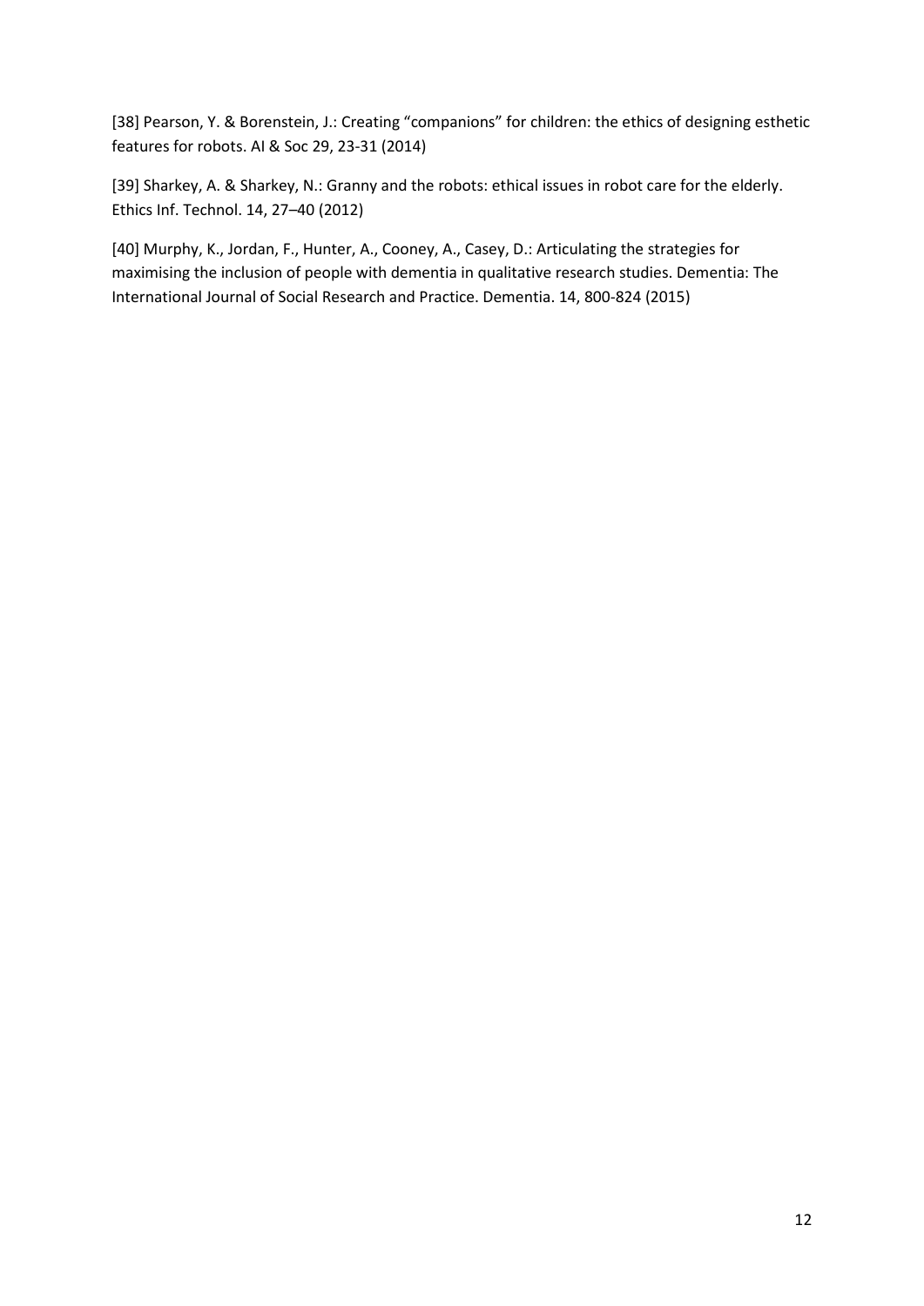[38] Pearson, Y. & Borenstein, J.: Creating “companions” for children: the ethics of designing esthetic features for robots. AI & Soc 29, 23-31 (2014)

[39] Sharkey, A. & Sharkey, N.: Granny and the robots: ethical issues in robot care for the elderly. Ethics Inf. Technol. 14, 27–40 (2012)

[40] Murphy, K., Jordan, F., Hunter, A., Cooney, A., Casey, D.: Articulating the strategies for maximising the inclusion of people with dementia in qualitative research studies. Dementia: The International Journal of Social Research and Practice. Dementia. 14, 800-824 (2015)